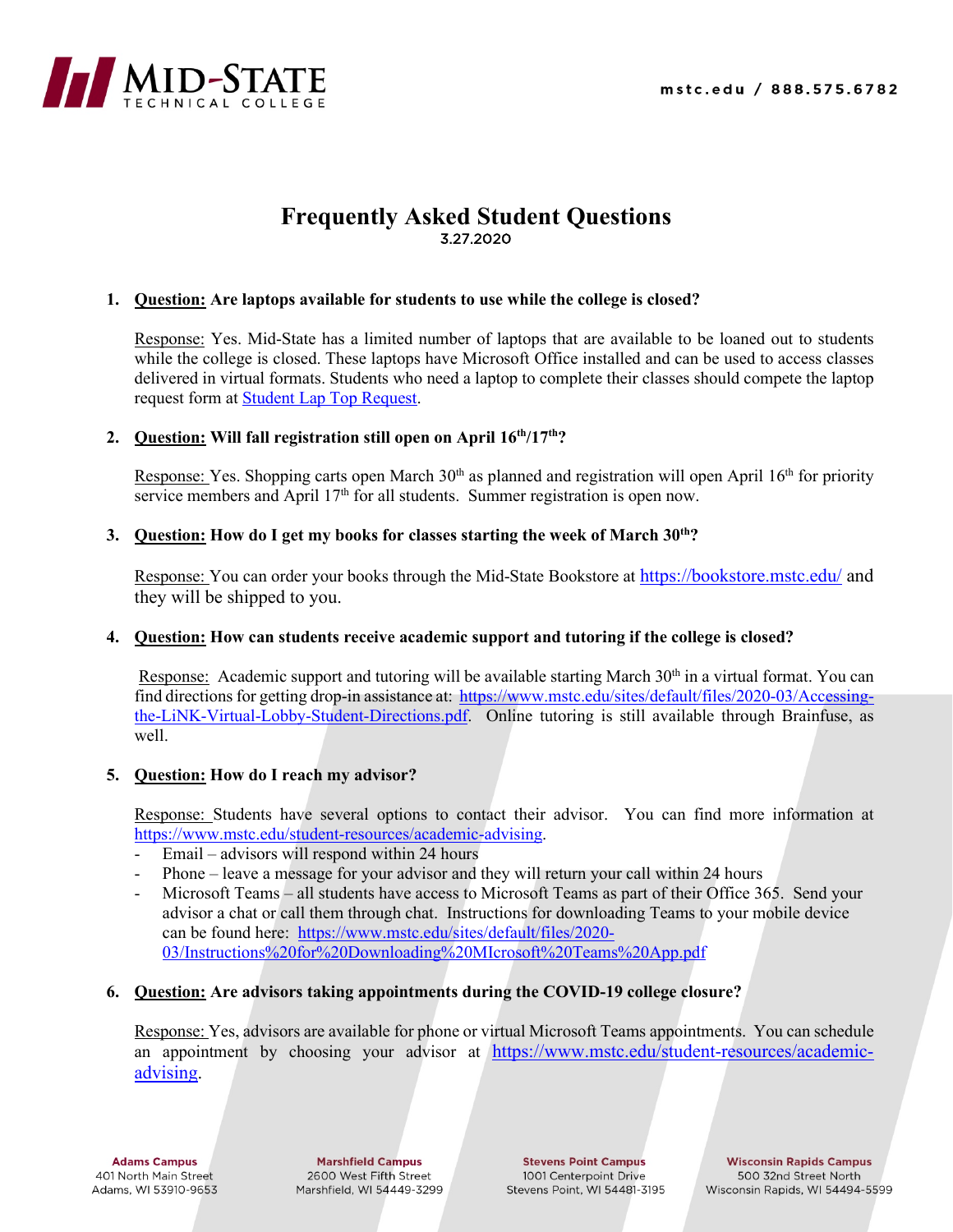# Frequently Asked Student Questions

3.27.2020

1. **Question: Are laptops available for students to use while the college is closed?**

   Response: Yes. Mid-State has a limited number of laptops that are available to be loaned out to students while the college is closed. These laptops have Microsoft Office installed and can be used to access classes delivered in virtual formats. Students who need a laptop to complete their classes should compete the laptop request form at Student Lap Top Request.

2. **Question: Will fall registration still open on April 16th/17th?**

   Response: Yes. Shopping carts open March 30th as planned and registration will open April 16th for priority service members and April 17th for all students. Summer registration is open now.

3. **Question: How do I get my books for classes starting the week of March 30th?**

   Response: You can order your books through the Mid-State Bookstore at https://bookstore.mstc.edu/ and they will be shipped to you.

4. **Question: How can students receive academic support and tutoring if the college is closed?**

   Response: Academic support and tutoring will be available starting March 30th in a virtual format. You can find directions for getting drop-in assistance at: https://www.mstc.edu/sites/default/files/2020-03/Accessing-the-LiNK-Virtual-Lobby-Student-Directions.pdf. Online tutoring is still available through Brainfuse, as well.

5. **Question: How do I reach my advisor?**

   Response: Students have several options to contact their advisor. You can find more information at https://www.mstc.edu/student-resources/academic-advising.
   - Email – advisors will respond within 24 hours
   - Phone – leave a message for your advisor and they will return your call within 24 hours
   - Microsoft Teams – all students have access to Microsoft Teams as part of their Office 365. Send your advisor a chat or call them through chat. Instructions for downloading Teams to your mobile device can be found here: https://www.mstc.edu/sites/default/files/2020-03/Instructions%20for%20Downloading%20MIcrosoft%20Teams%20App.pdf

6. **Question: Are advisors taking appointments during the COVID-19 college closure?**

   Response: Yes, advisors are available for phone or virtual Microsoft Teams appointments. You can schedule an appointment by choosing your advisor at https://www.mstc.edu/student-resources/academic-advising.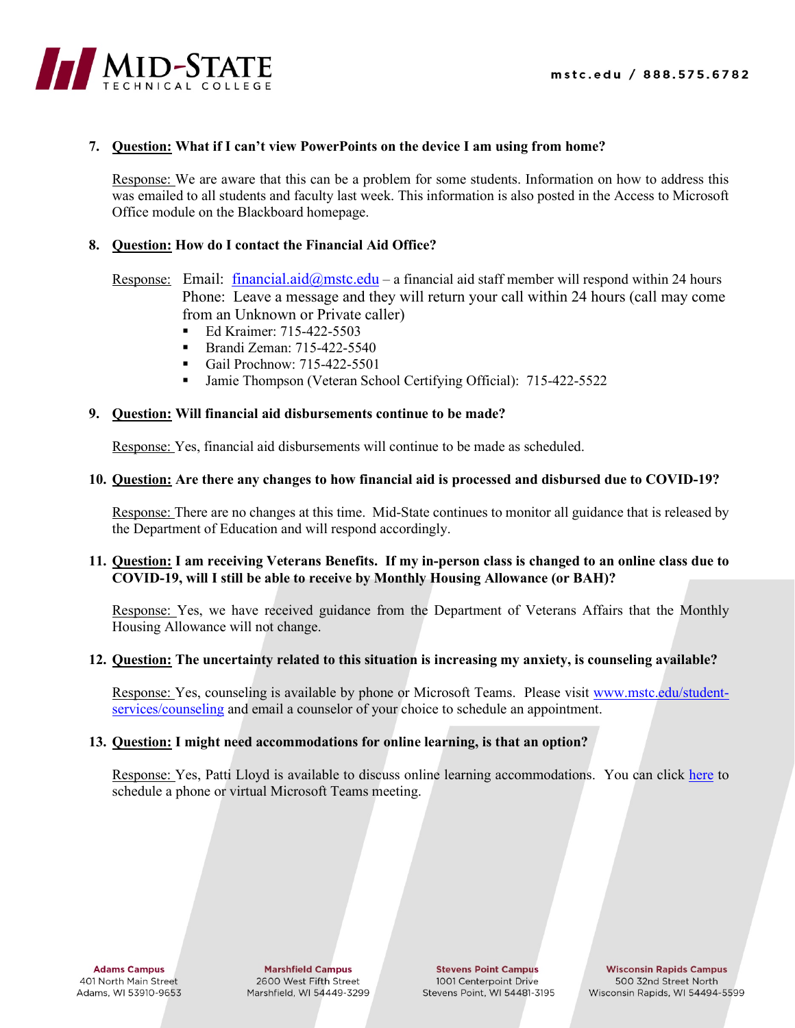7. **Question: What if I can't view PowerPoints on the device I am using from home?**

   Response: We are aware that this can be a problem for some students. Information on how to address this was emailed to all students and faculty last week. This information is also posted in the Access to Microsoft Office module on the Blackboard homepage.

8. **Question: How do I contact the Financial Aid Office?**

   Response: Email: financial.aid@mstc.edu – a financial aid staff member will respond within 24 hours
   Phone: Leave a message and they will return your call within 24 hours (call may come from an Unknown or Private caller)

   - Ed Kraimer: 715-422-5503
   - Brandi Zeman: 715-422-5540
   - Gail Prochnow: 715-422-5501
   - Jamie Thompson (Veteran School Certifying Official): 715-422-5522

9. **Question: Will financial aid disbursements continue to be made?**

   Response: Yes, financial aid disbursements will continue to be made as scheduled.

10. **Question: Are there any changes to how financial aid is processed and disbursed due to COVID-19?**

    Response: There are no changes at this time. Mid-State continues to monitor all guidance that is released by the Department of Education and will respond accordingly.

11. **Question: I am receiving Veterans Benefits. If my in-person class is changed to an online class due to COVID-19, will I still be able to receive by Monthly Housing Allowance (or BAH)?**

    Response: Yes, we have received guidance from the Department of Veterans Affairs that the Monthly Housing Allowance will not change.

12. **Question: The uncertainty related to this situation is increasing my anxiety, is counseling available?**

    Response: Yes, counseling is available by phone or Microsoft Teams. Please visit www.mstc.edu/student-services/counseling and email a counselor of your choice to schedule an appointment.

13. **Question: I might need accommodations for online learning, is that an option?**

    Response: Yes, Patti Lloyd is available to discuss online learning accommodations. You can click here to schedule a phone or virtual Microsoft Teams meeting.